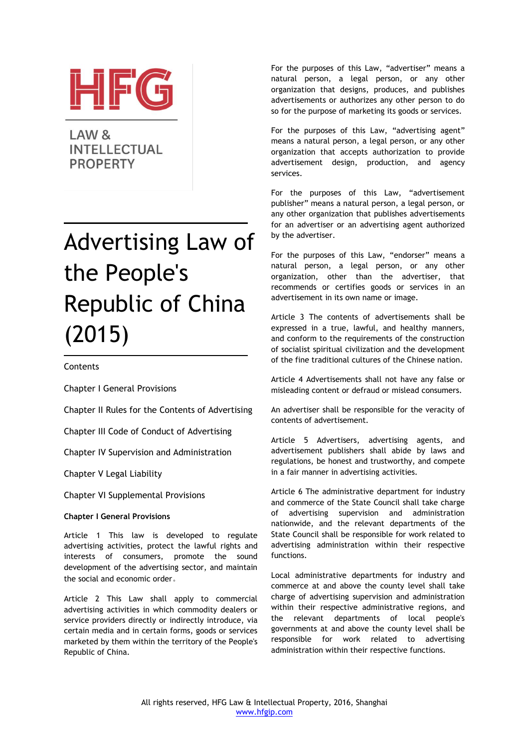HFG

LAW & INTELLECTUAL PROPERTY

# Advertising Law of the People's Republic of China (2015)

Contents

Chapter I General Provisions

Chapter II Rules for the Contents of Advertising

Chapter III Code of Conduct of Advertising

Chapter IV Supervision and Administration

Chapter V Legal Liability

Chapter VI Supplemental Provisions

## Chapter I General Provisions

Article 1 This law is developed to regulate advertising activities, protect the lawful rights and interests of consumers, promote the sound development of the advertising sector, and maintain the social and economic order。

Article 2 This Law shall apply to commercial advertising activities in which commodity dealers or service providers directly or indirectly introduce, via certain media and in certain forms, goods or services marketed by them within the territory of the People's Republic of China.

For the purposes of this Law, "advertiser" means a natural person, a legal person, or any other organization that designs, produces, and publishes advertisements or authorizes any other person to do so for the purpose of marketing its goods or services.

For the purposes of this Law, "advertising agent" means a natural person, a legal person, or any other organization that accepts authorization to provide advertisement design, production, and agency services.

For the purposes of this Law, "advertisement publisher" means a natural person, a legal person, or any other organization that publishes advertisements for an advertiser or an advertising agent authorized by the advertiser.

For the purposes of this Law, "endorser" means a natural person, a legal person, or any other organization, other than the advertiser, that recommends or certifies goods or services in an advertisement in its own name or image.

Article 3 The contents of advertisements shall be expressed in a true, lawful, and healthy manners, and conform to the requirements of the construction of socialist spiritual civilization and the development of the fine traditional cultures of the Chinese nation.

Article 4 Advertisements shall not have any false or misleading content or defraud or mislead consumers.

An advertiser shall be responsible for the veracity of contents of advertisement.

Article 5 Advertisers, advertising agents, and advertisement publishers shall abide by laws and regulations, be honest and trustworthy, and compete in a fair manner in advertising activities.

Article 6 The administrative department for industry and commerce of the State Council shall take charge of advertising supervision and administration nationwide, and the relevant departments of the State Council shall be responsible for work related to advertising administration within their respective functions.

Local administrative departments for industry and commerce at and above the county level shall take charge of advertising supervision and administration within their respective administrative regions, and the relevant departments of local people's governments at and above the county level shall be responsible for work related to advertising administration within their respective functions.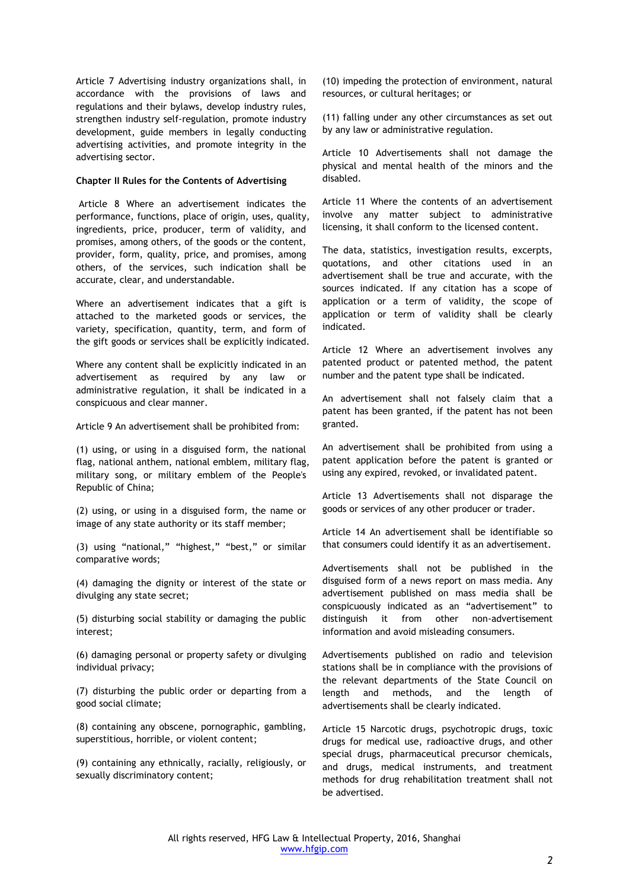Article 7 Advertising industry organizations shall, in accordance with the provisions of laws and regulations and their bylaws, develop industry rules, strengthen industry self-regulation, promote industry development, guide members in legally conducting advertising activities, and promote integrity in the advertising sector.

**Chapter II Rules for the Contents of Advertising**

Article 8 Where an advertisement indicates the performance, functions, place of origin, uses, quality, ingredients, price, producer, term of validity, and promises, among others, of the goods or the content, provider, form, quality, price, and promises, among others, of the services, such indication shall be accurate, clear, and understandable.

Where an advertisement indicates that a gift is attached to the marketed goods or services, the variety, specification, quantity, term, and form of the gift goods or services shall be explicitly indicated.

Where any content shall be explicitly indicated in an advertisement as required by any law or administrative regulation, it shall be indicated in a conspicuous and clear manner.

Article 9 An advertisement shall be prohibited from:

(1) using, or using in a disguised form, the national flag, national anthem, national emblem, military flag, military song, or military emblem of the People's Republic of China;

(2) using, or using in a disguised form, the name or image of any state authority or its staff member;

(3) using "national," "highest," "best," or similar comparative words;

(4) damaging the dignity or interest of the state or divulging any state secret;

(5) disturbing social stability or damaging the public interest;

(6) damaging personal or property safety or divulging individual privacy;

(7) disturbing the public order or departing from a good social climate;

(8) containing any obscene, pornographic, gambling, superstitious, horrible, or violent content;

(9) containing any ethnically, racially, religiously, or sexually discriminatory content;

(10) impeding the protection of environment, natural resources, or cultural heritages; or

(11) falling under any other circumstances as set out by any law or administrative regulation.

Article 10 Advertisements shall not damage the physical and mental health of the minors and the disabled.

Article 11 Where the contents of an advertisement involve any matter subject to administrative licensing, it shall conform to the licensed content.

The data, statistics, investigation results, excerpts, quotations, and other citations used in an advertisement shall be true and accurate, with the sources indicated. If any citation has a scope of application or a term of validity, the scope of application or term of validity shall be clearly indicated.

Article 12 Where an advertisement involves any patented product or patented method, the patent number and the patent type shall be indicated.

An advertisement shall not falsely claim that a patent has been granted, if the patent has not been granted.

An advertisement shall be prohibited from using a patent application before the patent is granted or using any expired, revoked, or invalidated patent.

Article 13 Advertisements shall not disparage the goods or services of any other producer or trader.

Article 14 An advertisement shall be identifiable so that consumers could identify it as an advertisement.

Advertisements shall not be published in the disguised form of a news report on mass media. Any advertisement published on mass media shall be conspicuously indicated as an "advertisement" to distinguish it from other non-advertisement information and avoid misleading consumers.

Advertisements published on radio and television stations shall be in compliance with the provisions of the relevant departments of the State Council on length and methods, and the length of advertisements shall be clearly indicated.

Article 15 Narcotic drugs, psychotropic drugs, toxic drugs for medical use, radioactive drugs, and other special drugs, pharmaceutical precursor chemicals, and drugs, medical instruments, and treatment methods for drug rehabilitation treatment shall not be advertised.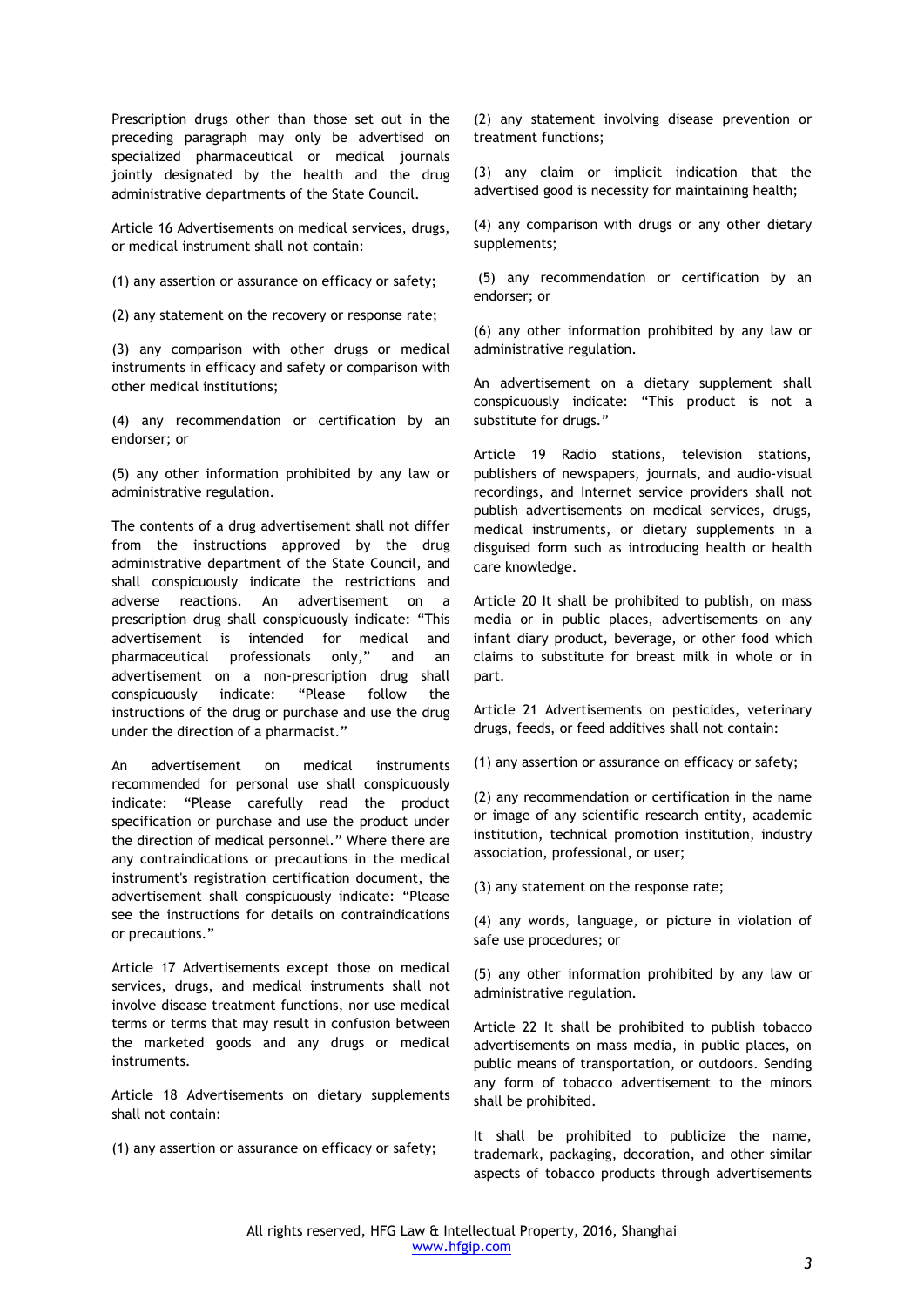Prescription drugs other than those set out in the preceding paragraph may only be advertised on specialized pharmaceutical or medical journals jointly designated by the health and the drug administrative departments of the State Council.

Article 16 Advertisements on medical services, drugs, or medical instrument shall not contain:

(1) any assertion or assurance on efficacy or safety;

(2) any statement on the recovery or response rate;

(3) any comparison with other drugs or medical instruments in efficacy and safety or comparison with other medical institutions;

(4) any recommendation or certification by an endorser; or

(5) any other information prohibited by any law or administrative regulation.

The contents of a drug advertisement shall not differ from the instructions approved by the drug administrative department of the State Council, and shall conspicuously indicate the restrictions and adverse reactions. An advertisement on a prescription drug shall conspicuously indicate: "This advertisement is intended for medical and pharmaceutical professionals only," and an advertisement on a non-prescription drug shall conspicuously indicate: "Please follow the instructions of the drug or purchase and use the drug under the direction of a pharmacist."

An advertisement on medical instruments recommended for personal use shall conspicuously indicate: "Please carefully read the product specification or purchase and use the product under the direction of medical personnel." Where there are any contraindications or precautions in the medical instrument's registration certification document, the advertisement shall conspicuously indicate: "Please see the instructions for details on contraindications or precautions."

Article 17 Advertisements except those on medical services, drugs, and medical instruments shall not involve disease treatment functions, nor use medical terms or terms that may result in confusion between the marketed goods and any drugs or medical instruments.

Article 18 Advertisements on dietary supplements shall not contain:

(1) any assertion or assurance on efficacy or safety;

(2) any statement involving disease prevention or treatment functions;

(3) any claim or implicit indication that the advertised good is necessity for maintaining health;

(4) any comparison with drugs or any other dietary supplements;

(5) any recommendation or certification by an endorser; or

(6) any other information prohibited by any law or administrative regulation.

An advertisement on a dietary supplement shall conspicuously indicate: "This product is not a substitute for drugs."

Article 19 Radio stations, television stations, publishers of newspapers, journals, and audio-visual recordings, and Internet service providers shall not publish advertisements on medical services, drugs, medical instruments, or dietary supplements in a disguised form such as introducing health or health care knowledge.

Article 20 It shall be prohibited to publish, on mass media or in public places, advertisements on any infant diary product, beverage, or other food which claims to substitute for breast milk in whole or in part.

Article 21 Advertisements on pesticides, veterinary drugs, feeds, or feed additives shall not contain:

(1) any assertion or assurance on efficacy or safety;

(2) any recommendation or certification in the name or image of any scientific research entity, academic institution, technical promotion institution, industry association, professional, or user;

(3) any statement on the response rate;

(4) any words, language, or picture in violation of safe use procedures; or

(5) any other information prohibited by any law or administrative regulation.

Article 22 It shall be prohibited to publish tobacco advertisements on mass media, in public places, on public means of transportation, or outdoors. Sending any form of tobacco advertisement to the minors shall be prohibited.

It shall be prohibited to publicize the name, trademark, packaging, decoration, and other similar aspects of tobacco products through advertisements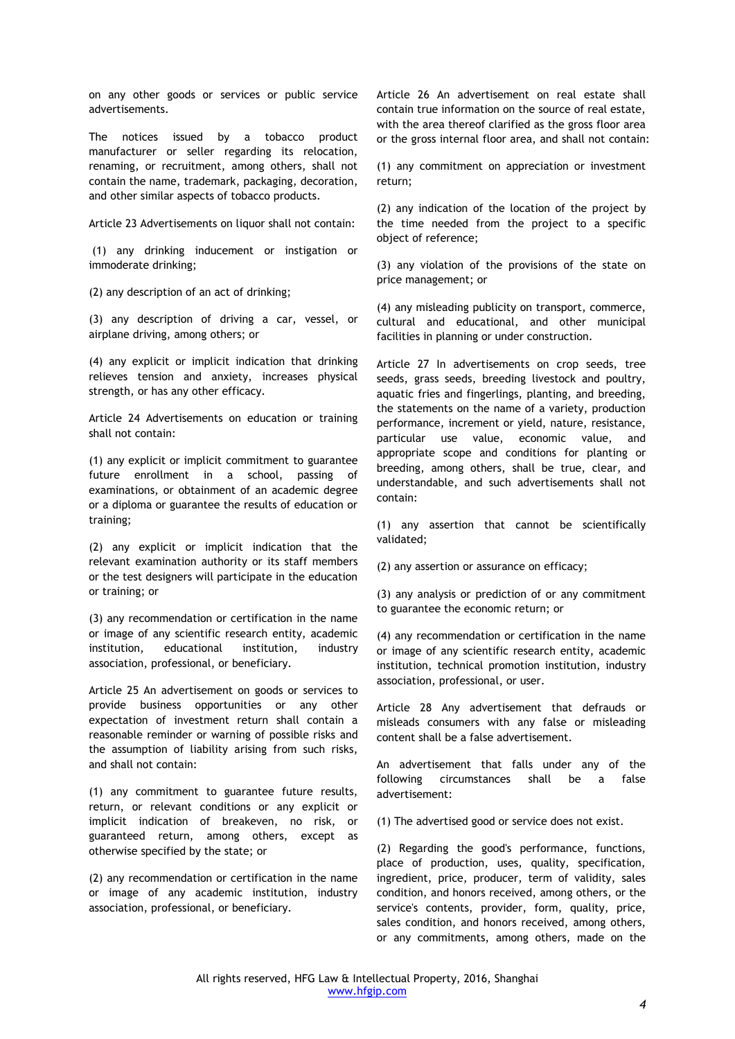on any other goods or services or public service advertisements.

The notices issued by a tobacco product manufacturer or seller regarding its relocation, renaming, or recruitment, among others, shall not contain the name, trademark, packaging, decoration, and other similar aspects of tobacco products.

Article 23 Advertisements on liquor shall not contain:

(1) any drinking inducement or instigation or immoderate drinking;

(2) any description of an act of drinking;

(3) any description of driving a car, vessel, or airplane driving, among others; or

(4) any explicit or implicit indication that drinking relieves tension and anxiety, increases physical strength, or has any other efficacy.

Article 24 Advertisements on education or training shall not contain:

(1) any explicit or implicit commitment to guarantee future enrollment in a school, passing of examinations, or obtainment of an academic degree or a diploma or guarantee the results of education or training;

(2) any explicit or implicit indication that the relevant examination authority or its staff members or the test designers will participate in the education or training; or

(3) any recommendation or certification in the name or image of any scientific research entity, academic institution, educational institution, industry association, professional, or beneficiary.

Article 25 An advertisement on goods or services to provide business opportunities or any other expectation of investment return shall contain a reasonable reminder or warning of possible risks and the assumption of liability arising from such risks, and shall not contain:

(1) any commitment to guarantee future results, return, or relevant conditions or any explicit or implicit indication of breakeven, no risk, or guaranteed return, among others, except as otherwise specified by the state; or

(2) any recommendation or certification in the name or image of any academic institution, industry association, professional, or beneficiary.

Article 26 An advertisement on real estate shall contain true information on the source of real estate, with the area thereof clarified as the gross floor area or the gross internal floor area, and shall not contain:

(1) any commitment on appreciation or investment return;

(2) any indication of the location of the project by the time needed from the project to a specific object of reference;

(3) any violation of the provisions of the state on price management; or

(4) any misleading publicity on transport, commerce, cultural and educational, and other municipal facilities in planning or under construction.

Article 27 In advertisements on crop seeds, tree seeds, grass seeds, breeding livestock and poultry, aquatic fries and fingerlings, planting, and breeding, the statements on the name of a variety, production performance, increment or yield, nature, resistance, particular use value, economic value, and appropriate scope and conditions for planting or breeding, among others, shall be true, clear, and understandable, and such advertisements shall not contain:

(1) any assertion that cannot be scientifically validated;

(2) any assertion or assurance on efficacy;

(3) any analysis or prediction of or any commitment to guarantee the economic return; or

(4) any recommendation or certification in the name or image of any scientific research entity, academic institution, technical promotion institution, industry association, professional, or user.

Article 28 Any advertisement that defrauds or misleads consumers with any false or misleading content shall be a false advertisement.

An advertisement that falls under any of the following circumstances shall be a false advertisement:

(1) The advertised good or service does not exist.

(2) Regarding the good's performance, functions, place of production, uses, quality, specification, ingredient, price, producer, term of validity, sales condition, and honors received, among others, or the service's contents, provider, form, quality, price, sales condition, and honors received, among others, or any commitments, among others, made on the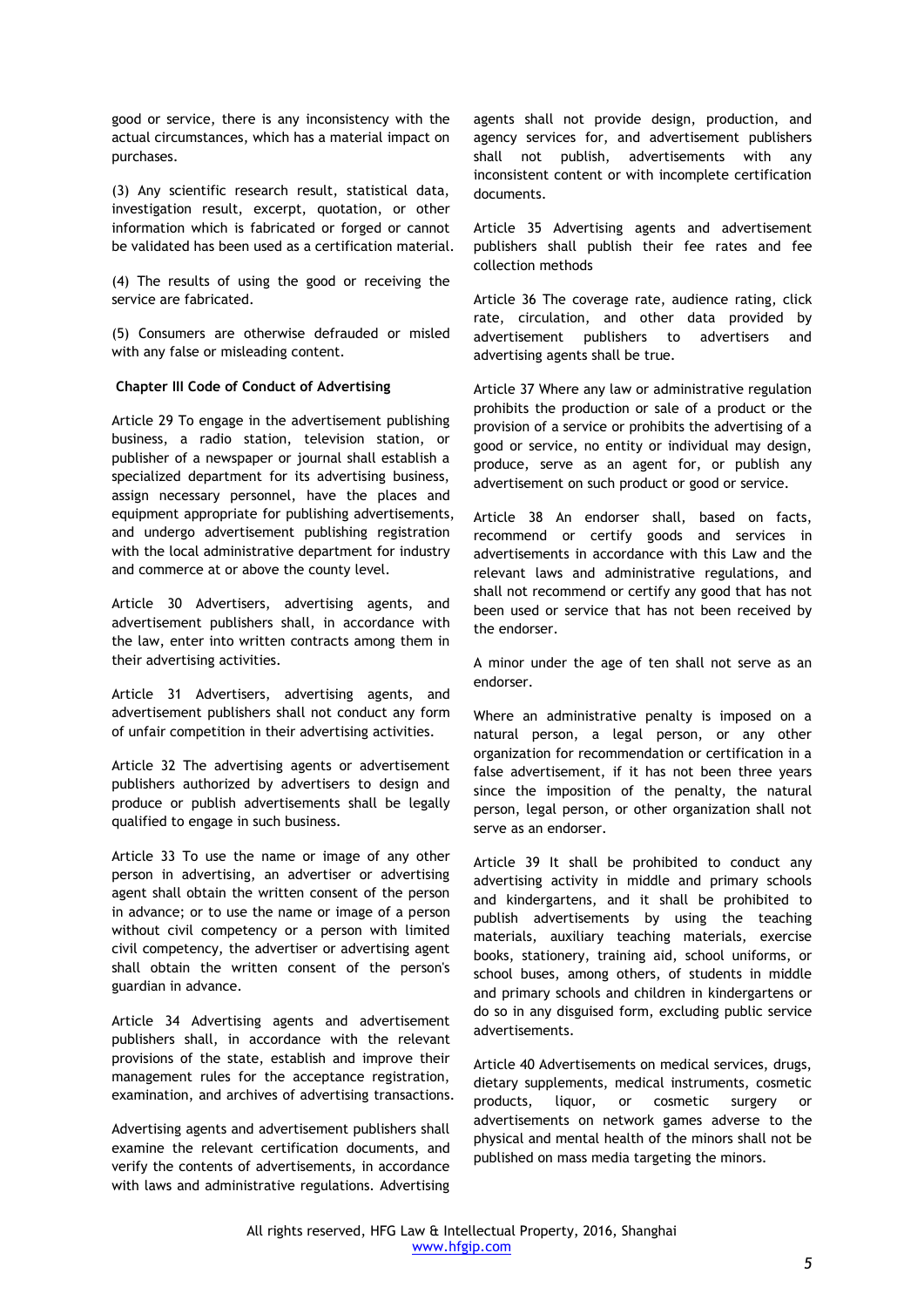good or service, there is any inconsistency with the actual circumstances, which has a material impact on purchases.

(3) Any scientific research result, statistical data, investigation result, excerpt, quotation, or other information which is fabricated or forged or cannot be validated has been used as a certification material.

(4) The results of using the good or receiving the service are fabricated.

(5) Consumers are otherwise defrauded or misled with any false or misleading content.

**Chapter III Code of Conduct of Advertising**

Article 29 To engage in the advertisement publishing business, a radio station, television station, or publisher of a newspaper or journal shall establish a specialized department for its advertising business, assign necessary personnel, have the places and equipment appropriate for publishing advertisements, and undergo advertisement publishing registration with the local administrative department for industry and commerce at or above the county level.

Article 30 Advertisers, advertising agents, and advertisement publishers shall, in accordance with the law, enter into written contracts among them in their advertising activities.

Article 31 Advertisers, advertising agents, and advertisement publishers shall not conduct any form of unfair competition in their advertising activities.

Article 32 The advertising agents or advertisement publishers authorized by advertisers to design and produce or publish advertisements shall be legally qualified to engage in such business.

Article 33 To use the name or image of any other person in advertising, an advertiser or advertising agent shall obtain the written consent of the person in advance; or to use the name or image of a person without civil competency or a person with limited civil competency, the advertiser or advertising agent shall obtain the written consent of the person's guardian in advance.

Article 34 Advertising agents and advertisement publishers shall, in accordance with the relevant provisions of the state, establish and improve their management rules for the acceptance registration, examination, and archives of advertising transactions.

Advertising agents and advertisement publishers shall examine the relevant certification documents, and verify the contents of advertisements, in accordance with laws and administrative regulations. Advertising agents shall not provide design, production, and agency services for, and advertisement publishers shall not publish, advertisements with any inconsistent content or with incomplete certification documents.

Article 35 Advertising agents and advertisement publishers shall publish their fee rates and fee collection methods

Article 36 The coverage rate, audience rating, click rate, circulation, and other data provided by advertisement publishers to advertisers and advertising agents shall be true.

Article 37 Where any law or administrative regulation prohibits the production or sale of a product or the provision of a service or prohibits the advertising of a good or service, no entity or individual may design, produce, serve as an agent for, or publish any advertisement on such product or good or service.

Article 38 An endorser shall, based on facts, recommend or certify goods and services in advertisements in accordance with this Law and the relevant laws and administrative regulations, and shall not recommend or certify any good that has not been used or service that has not been received by the endorser.

A minor under the age of ten shall not serve as an endorser.

Where an administrative penalty is imposed on a natural person, a legal person, or any other organization for recommendation or certification in a false advertisement, if it has not been three years since the imposition of the penalty, the natural person, legal person, or other organization shall not serve as an endorser.

Article 39 It shall be prohibited to conduct any advertising activity in middle and primary schools and kindergartens, and it shall be prohibited to publish advertisements by using the teaching materials, auxiliary teaching materials, exercise books, stationery, training aid, school uniforms, or school buses, among others, of students in middle and primary schools and children in kindergartens or do so in any disguised form, excluding public service advertisements.

Article 40 Advertisements on medical services, drugs, dietary supplements, medical instruments, cosmetic products, liquor, or cosmetic surgery or advertisements on network games adverse to the physical and mental health of the minors shall not be published on mass media targeting the minors.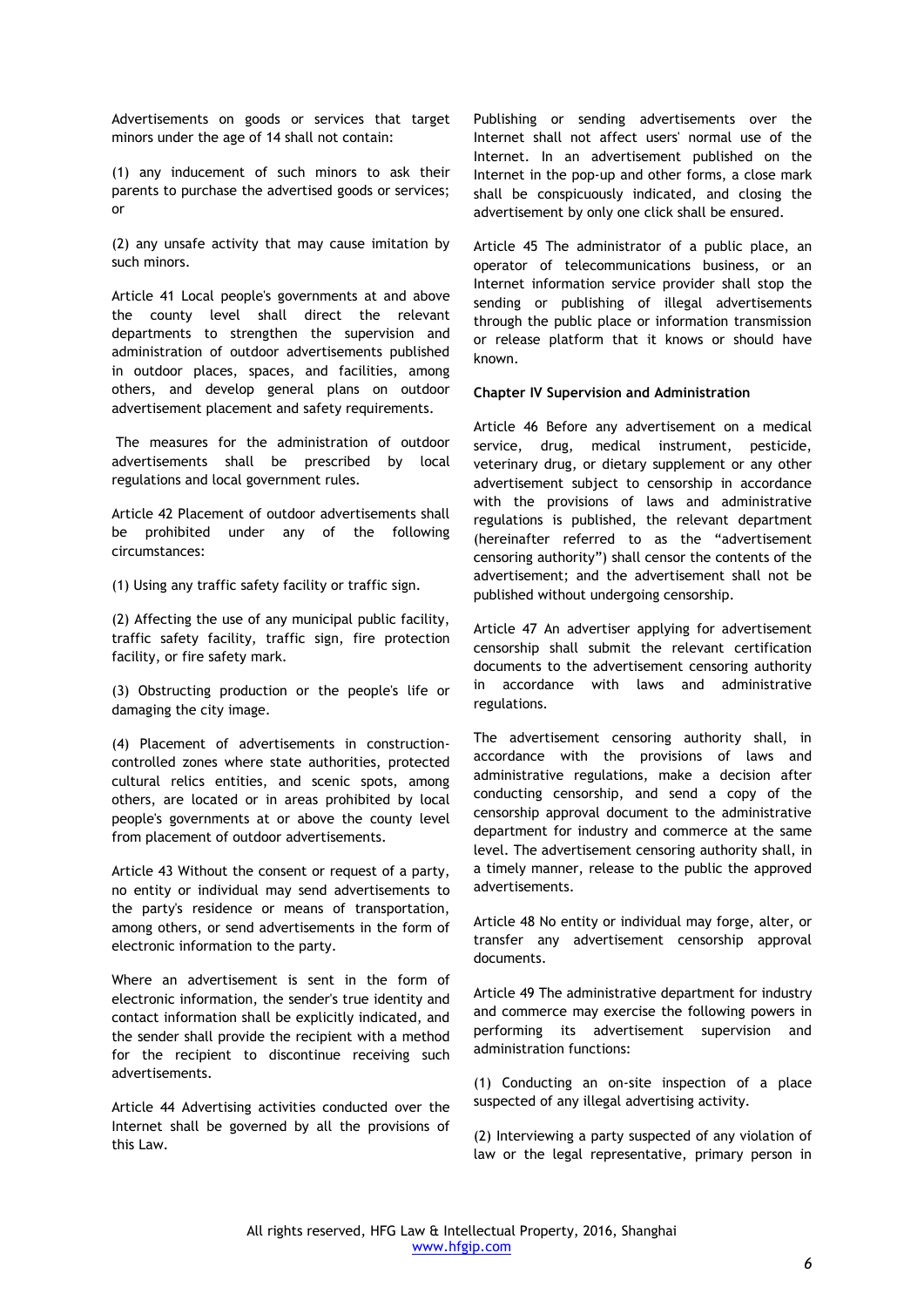Advertisements on goods or services that target minors under the age of 14 shall not contain:

(1) any inducement of such minors to ask their parents to purchase the advertised goods or services; or

(2) any unsafe activity that may cause imitation by such minors.

Article 41 Local people's governments at and above the county level shall direct the relevant departments to strengthen the supervision and administration of outdoor advertisements published in outdoor places, spaces, and facilities, among others, and develop general plans on outdoor advertisement placement and safety requirements.

The measures for the administration of outdoor advertisements shall be prescribed by local regulations and local government rules.

Article 42 Placement of outdoor advertisements shall be prohibited under any of the following circumstances:

(1) Using any traffic safety facility or traffic sign.

(2) Affecting the use of any municipal public facility, traffic safety facility, traffic sign, fire protection facility, or fire safety mark.

(3) Obstructing production or the people's life or damaging the city image.

(4) Placement of advertisements in construction-controlled zones where state authorities, protected cultural relics entities, and scenic spots, among others, are located or in areas prohibited by local people's governments at or above the county level from placement of outdoor advertisements.

Article 43 Without the consent or request of a party, no entity or individual may send advertisements to the party's residence or means of transportation, among others, or send advertisements in the form of electronic information to the party.

Where an advertisement is sent in the form of electronic information, the sender's true identity and contact information shall be explicitly indicated, and the sender shall provide the recipient with a method for the recipient to discontinue receiving such advertisements.

Article 44 Advertising activities conducted over the Internet shall be governed by all the provisions of this Law.

Publishing or sending advertisements over the Internet shall not affect users' normal use of the Internet. In an advertisement published on the Internet in the pop-up and other forms, a close mark shall be conspicuously indicated, and closing the advertisement by only one click shall be ensured.

Article 45 The administrator of a public place, an operator of telecommunications business, or an Internet information service provider shall stop the sending or publishing of illegal advertisements through the public place or information transmission or release platform that it knows or should have known.

**Chapter IV Supervision and Administration**

Article 46 Before any advertisement on a medical service, drug, medical instrument, pesticide, veterinary drug, or dietary supplement or any other advertisement subject to censorship in accordance with the provisions of laws and administrative regulations is published, the relevant department (hereinafter referred to as the "advertisement censoring authority") shall censor the contents of the advertisement; and the advertisement shall not be published without undergoing censorship.

Article 47 An advertiser applying for advertisement censorship shall submit the relevant certification documents to the advertisement censoring authority in accordance with laws and administrative regulations.

The advertisement censoring authority shall, in accordance with the provisions of laws and administrative regulations, make a decision after conducting censorship, and send a copy of the censorship approval document to the administrative department for industry and commerce at the same level. The advertisement censoring authority shall, in a timely manner, release to the public the approved advertisements.

Article 48 No entity or individual may forge, alter, or transfer any advertisement censorship approval documents.

Article 49 The administrative department for industry and commerce may exercise the following powers in performing its advertisement supervision and administration functions:

(1) Conducting an on-site inspection of a place suspected of any illegal advertising activity.

(2) Interviewing a party suspected of any violation of law or the legal representative, primary person in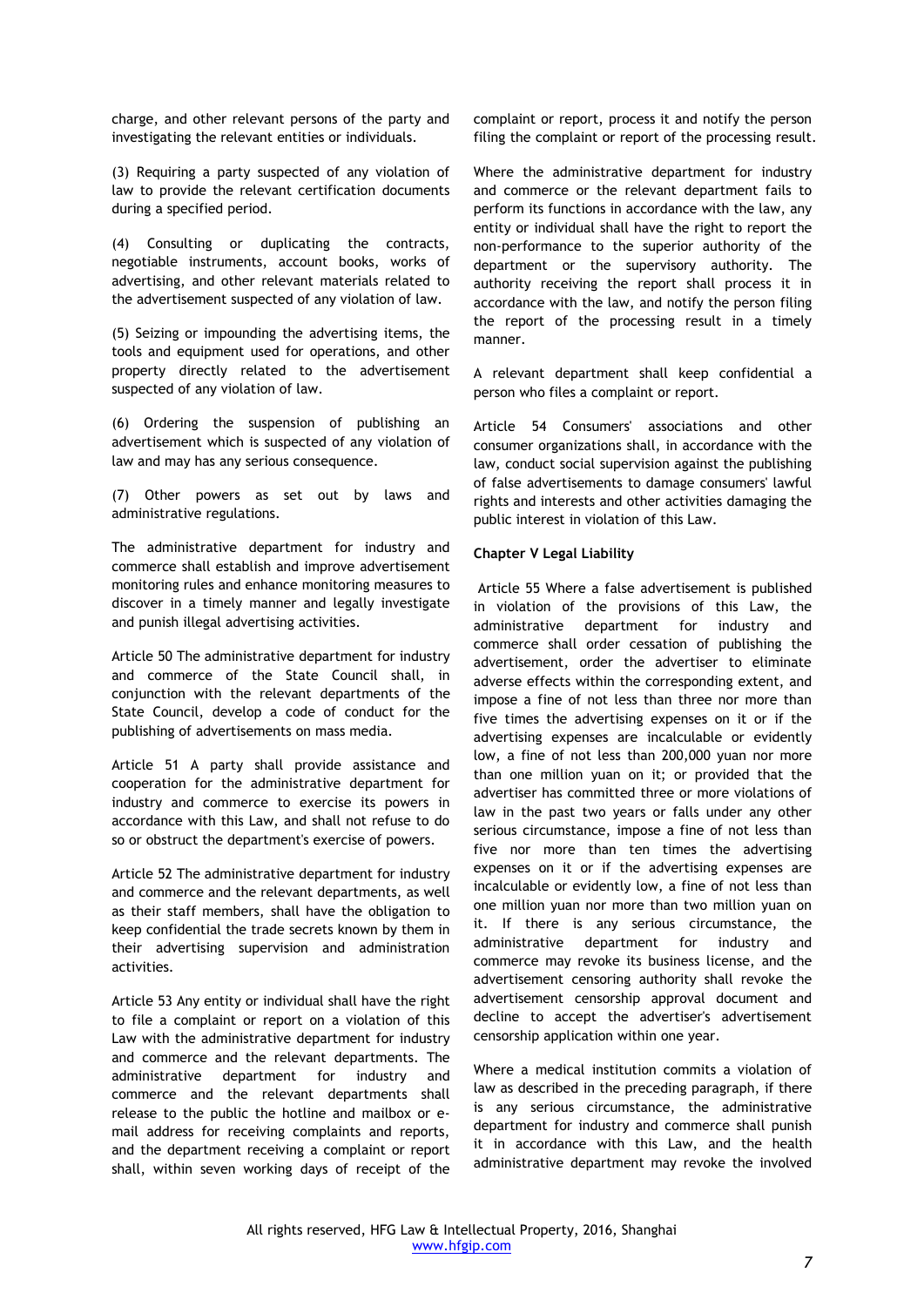charge, and other relevant persons of the party and investigating the relevant entities or individuals.

(3) Requiring a party suspected of any violation of law to provide the relevant certification documents during a specified period.

(4) Consulting or duplicating the contracts, negotiable instruments, account books, works of advertising, and other relevant materials related to the advertisement suspected of any violation of law.

(5) Seizing or impounding the advertising items, the tools and equipment used for operations, and other property directly related to the advertisement suspected of any violation of law.

(6) Ordering the suspension of publishing an advertisement which is suspected of any violation of law and may has any serious consequence.

(7) Other powers as set out by laws and administrative regulations.

The administrative department for industry and commerce shall establish and improve advertisement monitoring rules and enhance monitoring measures to discover in a timely manner and legally investigate and punish illegal advertising activities.

Article 50 The administrative department for industry and commerce of the State Council shall, in conjunction with the relevant departments of the State Council, develop a code of conduct for the publishing of advertisements on mass media.

Article 51 A party shall provide assistance and cooperation for the administrative department for industry and commerce to exercise its powers in accordance with this Law, and shall not refuse to do so or obstruct the department's exercise of powers.

Article 52 The administrative department for industry and commerce and the relevant departments, as well as their staff members, shall have the obligation to keep confidential the trade secrets known by them in their advertising supervision and administration activities.

Article 53 Any entity or individual shall have the right to file a complaint or report on a violation of this Law with the administrative department for industry and commerce and the relevant departments. The administrative department for industry and commerce and the relevant departments shall release to the public the hotline and mailbox or e-mail address for receiving complaints and reports, and the department receiving a complaint or report shall, within seven working days of receipt of the complaint or report, process it and notify the person filing the complaint or report of the processing result.

Where the administrative department for industry and commerce or the relevant department fails to perform its functions in accordance with the law, any entity or individual shall have the right to report the non-performance to the superior authority of the department or the supervisory authority. The authority receiving the report shall process it in accordance with the law, and notify the person filing the report of the processing result in a timely manner.

A relevant department shall keep confidential a person who files a complaint or report.

Article 54 Consumers' associations and other consumer organizations shall, in accordance with the law, conduct social supervision against the publishing of false advertisements to damage consumers' lawful rights and interests and other activities damaging the public interest in violation of this Law.

**Chapter V Legal Liability**

Article 55 Where a false advertisement is published in violation of the provisions of this Law, the administrative department for industry and commerce shall order cessation of publishing the advertisement, order the advertiser to eliminate adverse effects within the corresponding extent, and impose a fine of not less than three nor more than five times the advertising expenses on it or if the advertising expenses are incalculable or evidently low, a fine of not less than 200,000 yuan nor more than one million yuan on it; or provided that the advertiser has committed three or more violations of law in the past two years or falls under any other serious circumstance, impose a fine of not less than five nor more than ten times the advertising expenses on it or if the advertising expenses are incalculable or evidently low, a fine of not less than one million yuan nor more than two million yuan on it. If there is any serious circumstance, the administrative department for industry and commerce may revoke its business license, and the advertisement censoring authority shall revoke the advertisement censorship approval document and decline to accept the advertiser's advertisement censorship application within one year.

Where a medical institution commits a violation of law as described in the preceding paragraph, if there is any serious circumstance, the administrative department for industry and commerce shall punish it in accordance with this Law, and the health administrative department may revoke the involved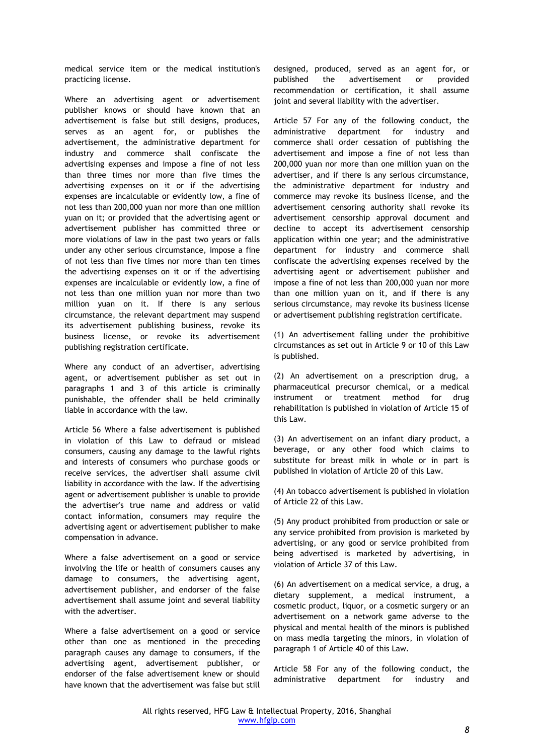medical service item or the medical institution's practicing license.

Where an advertising agent or advertisement publisher knows or should have known that an advertisement is false but still designs, produces, serves as an agent for, or publishes the advertisement, the administrative department for industry and commerce shall confiscate the advertising expenses and impose a fine of not less than three times nor more than five times the advertising expenses on it or if the advertising expenses are incalculable or evidently low, a fine of not less than 200,000 yuan nor more than one million yuan on it; or provided that the advertising agent or advertisement publisher has committed three or more violations of law in the past two years or falls under any other serious circumstance, impose a fine of not less than five times nor more than ten times the advertising expenses on it or if the advertising expenses are incalculable or evidently low, a fine of not less than one million yuan nor more than two million yuan on it. If there is any serious circumstance, the relevant department may suspend its advertisement publishing business, revoke its business license, or revoke its advertisement publishing registration certificate.

Where any conduct of an advertiser, advertising agent, or advertisement publisher as set out in paragraphs 1 and 3 of this article is criminally punishable, the offender shall be held criminally liable in accordance with the law.

Article 56 Where a false advertisement is published in violation of this Law to defraud or mislead consumers, causing any damage to the lawful rights and interests of consumers who purchase goods or receive services, the advertiser shall assume civil liability in accordance with the law. If the advertising agent or advertisement publisher is unable to provide the advertiser's true name and address or valid contact information, consumers may require the advertising agent or advertisement publisher to make compensation in advance.

Where a false advertisement on a good or service involving the life or health of consumers causes any damage to consumers, the advertising agent, advertisement publisher, and endorser of the false advertisement shall assume joint and several liability with the advertiser.

Where a false advertisement on a good or service other than one as mentioned in the preceding paragraph causes any damage to consumers, if the advertising agent, advertisement publisher, or endorser of the false advertisement knew or should have known that the advertisement was false but still designed, produced, served as an agent for, or published the advertisement or provided recommendation or certification, it shall assume joint and several liability with the advertiser.

Article 57 For any of the following conduct, the administrative department for industry and commerce shall order cessation of publishing the advertisement and impose a fine of not less than 200,000 yuan nor more than one million yuan on the advertiser, and if there is any serious circumstance, the administrative department for industry and commerce may revoke its business license, and the advertisement censoring authority shall revoke its advertisement censorship approval document and decline to accept its advertisement censorship application within one year; and the administrative department for industry and commerce shall confiscate the advertising expenses received by the advertising agent or advertisement publisher and impose a fine of not less than 200,000 yuan nor more than one million yuan on it, and if there is any serious circumstance, may revoke its business license or advertisement publishing registration certificate.

(1) An advertisement falling under the prohibitive circumstances as set out in Article 9 or 10 of this Law is published.

(2) An advertisement on a prescription drug, a pharmaceutical precursor chemical, or a medical instrument or treatment method for drug rehabilitation is published in violation of Article 15 of this Law.

(3) An advertisement on an infant diary product, a beverage, or any other food which claims to substitute for breast milk in whole or in part is published in violation of Article 20 of this Law.

(4) An tobacco advertisement is published in violation of Article 22 of this Law.

(5) Any product prohibited from production or sale or any service prohibited from provision is marketed by advertising, or any good or service prohibited from being advertised is marketed by advertising, in violation of Article 37 of this Law.

(6) An advertisement on a medical service, a drug, a dietary supplement, a medical instrument, a cosmetic product, liquor, or a cosmetic surgery or an advertisement on a network game adverse to the physical and mental health of the minors is published on mass media targeting the minors, in violation of paragraph 1 of Article 40 of this Law.

Article 58 For any of the following conduct, the administrative department for industry and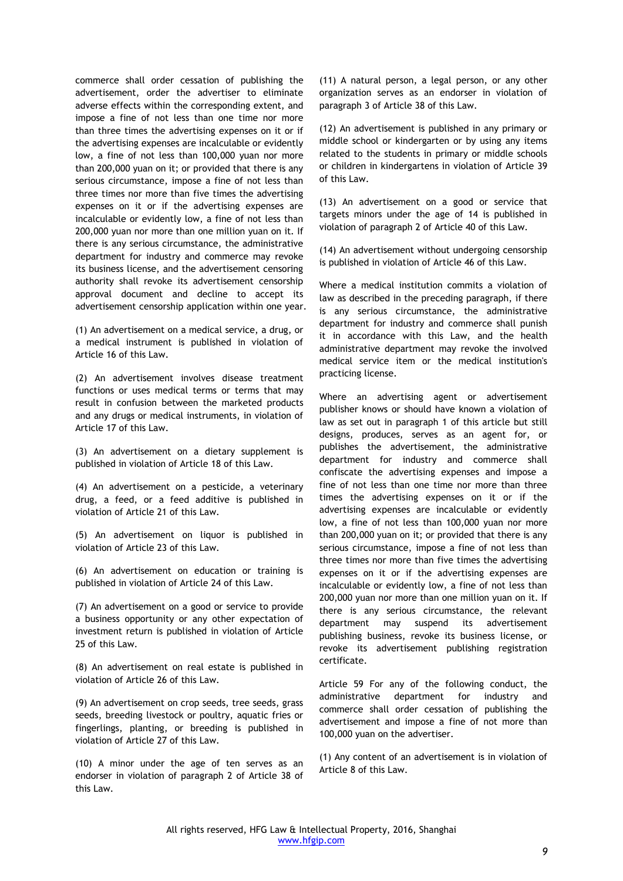commerce shall order cessation of publishing the advertisement, order the advertiser to eliminate adverse effects within the corresponding extent, and impose a fine of not less than one time nor more than three times the advertising expenses on it or if the advertising expenses are incalculable or evidently low, a fine of not less than 100,000 yuan nor more than 200,000 yuan on it; or provided that there is any serious circumstance, impose a fine of not less than three times nor more than five times the advertising expenses on it or if the advertising expenses are incalculable or evidently low, a fine of not less than 200,000 yuan nor more than one million yuan on it. If there is any serious circumstance, the administrative department for industry and commerce may revoke its business license, and the advertisement censoring authority shall revoke its advertisement censorship approval document and decline to accept its advertisement censorship application within one year.

(1) An advertisement on a medical service, a drug, or a medical instrument is published in violation of Article 16 of this Law.

(2) An advertisement involves disease treatment functions or uses medical terms or terms that may result in confusion between the marketed products and any drugs or medical instruments, in violation of Article 17 of this Law.

(3) An advertisement on a dietary supplement is published in violation of Article 18 of this Law.

(4) An advertisement on a pesticide, a veterinary drug, a feed, or a feed additive is published in violation of Article 21 of this Law.

(5) An advertisement on liquor is published in violation of Article 23 of this Law.

(6) An advertisement on education or training is published in violation of Article 24 of this Law.

(7) An advertisement on a good or service to provide a business opportunity or any other expectation of investment return is published in violation of Article 25 of this Law.

(8) An advertisement on real estate is published in violation of Article 26 of this Law.

(9) An advertisement on crop seeds, tree seeds, grass seeds, breeding livestock or poultry, aquatic fries or fingerlings, planting, or breeding is published in violation of Article 27 of this Law.

(10) A minor under the age of ten serves as an endorser in violation of paragraph 2 of Article 38 of this Law.

(11) A natural person, a legal person, or any other organization serves as an endorser in violation of paragraph 3 of Article 38 of this Law.

(12) An advertisement is published in any primary or middle school or kindergarten or by using any items related to the students in primary or middle schools or children in kindergartens in violation of Article 39 of this Law.

(13) An advertisement on a good or service that targets minors under the age of 14 is published in violation of paragraph 2 of Article 40 of this Law.

(14) An advertisement without undergoing censorship is published in violation of Article 46 of this Law.

Where a medical institution commits a violation of law as described in the preceding paragraph, if there is any serious circumstance, the administrative department for industry and commerce shall punish it in accordance with this Law, and the health administrative department may revoke the involved medical service item or the medical institution's practicing license.

Where an advertising agent or advertisement publisher knows or should have known a violation of law as set out in paragraph 1 of this article but still designs, produces, serves as an agent for, or publishes the advertisement, the administrative department for industry and commerce shall confiscate the advertising expenses and impose a fine of not less than one time nor more than three times the advertising expenses on it or if the advertising expenses are incalculable or evidently low, a fine of not less than 100,000 yuan nor more than 200,000 yuan on it; or provided that there is any serious circumstance, impose a fine of not less than three times nor more than five times the advertising expenses on it or if the advertising expenses are incalculable or evidently low, a fine of not less than 200,000 yuan nor more than one million yuan on it. If there is any serious circumstance, the relevant department may suspend its advertisement publishing business, revoke its business license, or revoke its advertisement publishing registration certificate.

Article 59 For any of the following conduct, the administrative department for industry and commerce shall order cessation of publishing the advertisement and impose a fine of not more than 100,000 yuan on the advertiser.

(1) Any content of an advertisement is in violation of Article 8 of this Law.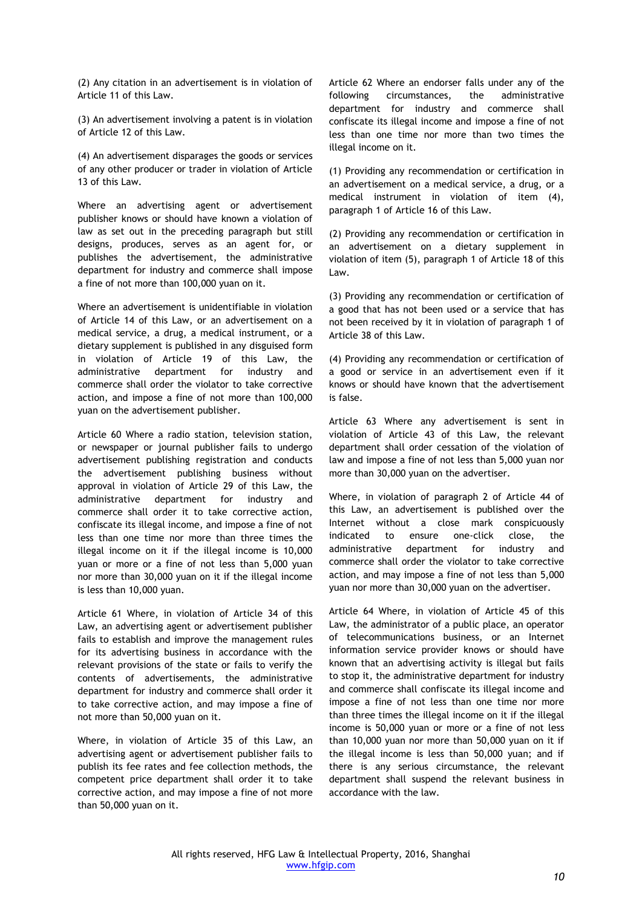(2) Any citation in an advertisement is in violation of Article 11 of this Law.

(3) An advertisement involving a patent is in violation of Article 12 of this Law.

(4) An advertisement disparages the goods or services of any other producer or trader in violation of Article 13 of this Law.

Where an advertising agent or advertisement publisher knows or should have known a violation of law as set out in the preceding paragraph but still designs, produces, serves as an agent for, or publishes the advertisement, the administrative department for industry and commerce shall impose a fine of not more than 100,000 yuan on it.

Where an advertisement is unidentifiable in violation of Article 14 of this Law, or an advertisement on a medical service, a drug, a medical instrument, or a dietary supplement is published in any disguised form in violation of Article 19 of this Law, the administrative department for industry and commerce shall order the violator to take corrective action, and impose a fine of not more than 100,000 yuan on the advertisement publisher.

Article 60 Where a radio station, television station, or newspaper or journal publisher fails to undergo advertisement publishing registration and conducts the advertisement publishing business without approval in violation of Article 29 of this Law, the administrative department for industry and commerce shall order it to take corrective action, confiscate its illegal income, and impose a fine of not less than one time nor more than three times the illegal income on it if the illegal income is 10,000 yuan or more or a fine of not less than 5,000 yuan nor more than 30,000 yuan on it if the illegal income is less than 10,000 yuan.

Article 61 Where, in violation of Article 34 of this Law, an advertising agent or advertisement publisher fails to establish and improve the management rules for its advertising business in accordance with the relevant provisions of the state or fails to verify the contents of advertisements, the administrative department for industry and commerce shall order it to take corrective action, and may impose a fine of not more than 50,000 yuan on it.

Where, in violation of Article 35 of this Law, an advertising agent or advertisement publisher fails to publish its fee rates and fee collection methods, the competent price department shall order it to take corrective action, and may impose a fine of not more than 50,000 yuan on it.

Article 62 Where an endorser falls under any of the following circumstances, the administrative department for industry and commerce shall confiscate its illegal income and impose a fine of not less than one time nor more than two times the illegal income on it.

(1) Providing any recommendation or certification in an advertisement on a medical service, a drug, or a medical instrument in violation of item (4), paragraph 1 of Article 16 of this Law.

(2) Providing any recommendation or certification in an advertisement on a dietary supplement in violation of item (5), paragraph 1 of Article 18 of this Law.

(3) Providing any recommendation or certification of a good that has not been used or a service that has not been received by it in violation of paragraph 1 of Article 38 of this Law.

(4) Providing any recommendation or certification of a good or service in an advertisement even if it knows or should have known that the advertisement is false.

Article 63 Where any advertisement is sent in violation of Article 43 of this Law, the relevant department shall order cessation of the violation of law and impose a fine of not less than 5,000 yuan nor more than 30,000 yuan on the advertiser.

Where, in violation of paragraph 2 of Article 44 of this Law, an advertisement is published over the Internet without a close mark conspicuously indicated to ensure one-click close, the administrative department for industry and commerce shall order the violator to take corrective action, and may impose a fine of not less than 5,000 yuan nor more than 30,000 yuan on the advertiser.

Article 64 Where, in violation of Article 45 of this Law, the administrator of a public place, an operator of telecommunications business, or an Internet information service provider knows or should have known that an advertising activity is illegal but fails to stop it, the administrative department for industry and commerce shall confiscate its illegal income and impose a fine of not less than one time nor more than three times the illegal income on it if the illegal income is 50,000 yuan or more or a fine of not less than 10,000 yuan nor more than 50,000 yuan on it if the illegal income is less than 50,000 yuan; and if there is any serious circumstance, the relevant department shall suspend the relevant business in accordance with the law.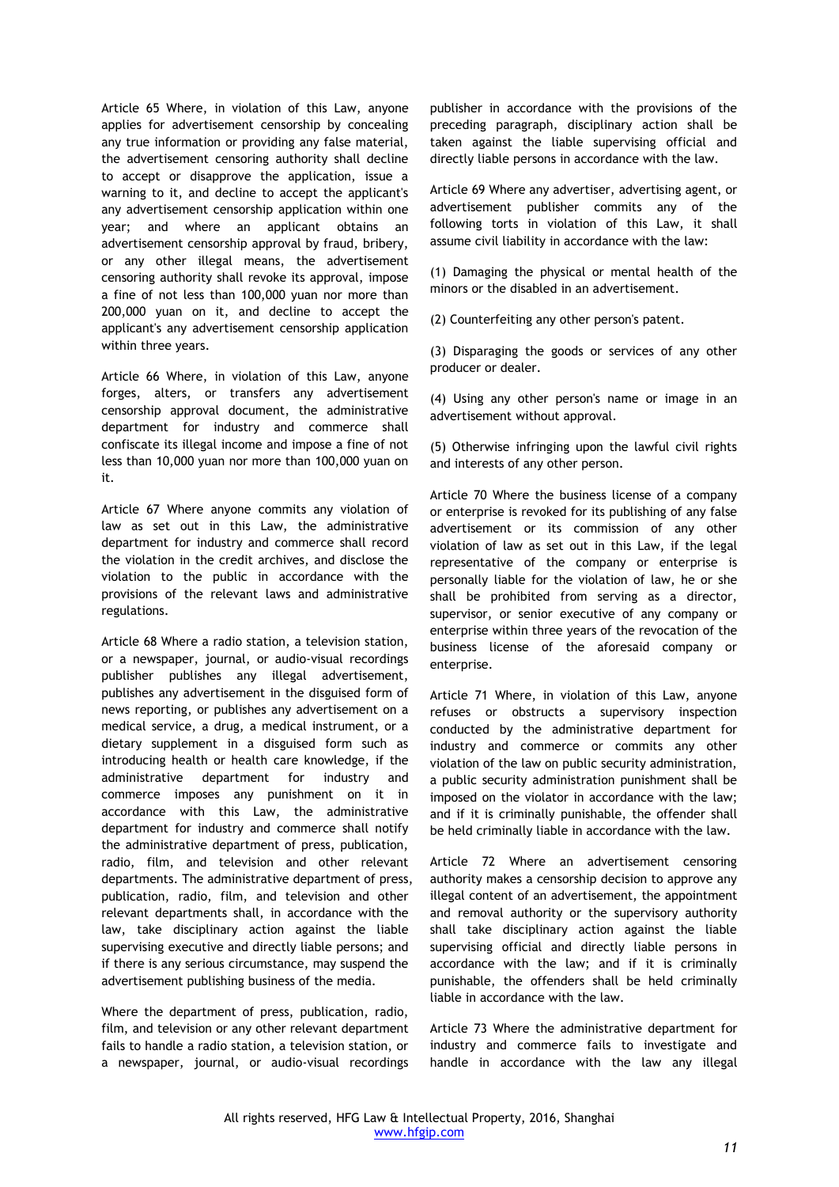Article 65 Where, in violation of this Law, anyone applies for advertisement censorship by concealing any true information or providing any false material, the advertisement censoring authority shall decline to accept or disapprove the application, issue a warning to it, and decline to accept the applicant's any advertisement censorship application within one year; and where an applicant obtains an advertisement censorship approval by fraud, bribery, or any other illegal means, the advertisement censoring authority shall revoke its approval, impose a fine of not less than 100,000 yuan nor more than 200,000 yuan on it, and decline to accept the applicant's any advertisement censorship application within three years.

Article 66 Where, in violation of this Law, anyone forges, alters, or transfers any advertisement censorship approval document, the administrative department for industry and commerce shall confiscate its illegal income and impose a fine of not less than 10,000 yuan nor more than 100,000 yuan on it.

Article 67 Where anyone commits any violation of law as set out in this Law, the administrative department for industry and commerce shall record the violation in the credit archives, and disclose the violation to the public in accordance with the provisions of the relevant laws and administrative regulations.

Article 68 Where a radio station, a television station, or a newspaper, journal, or audio-visual recordings publisher publishes any illegal advertisement, publishes any advertisement in the disguised form of news reporting, or publishes any advertisement on a medical service, a drug, a medical instrument, or a dietary supplement in a disguised form such as introducing health or health care knowledge, if the administrative department for industry and commerce imposes any punishment on it in accordance with this Law, the administrative department for industry and commerce shall notify the administrative department of press, publication, radio, film, and television and other relevant departments. The administrative department of press, publication, radio, film, and television and other relevant departments shall, in accordance with the law, take disciplinary action against the liable supervising executive and directly liable persons; and if there is any serious circumstance, may suspend the advertisement publishing business of the media.

Where the department of press, publication, radio, film, and television or any other relevant department fails to handle a radio station, a television station, or a newspaper, journal, or audio-visual recordings publisher in accordance with the provisions of the preceding paragraph, disciplinary action shall be taken against the liable supervising official and directly liable persons in accordance with the law.

Article 69 Where any advertiser, advertising agent, or advertisement publisher commits any of the following torts in violation of this Law, it shall assume civil liability in accordance with the law:

(1) Damaging the physical or mental health of the minors or the disabled in an advertisement.

(2) Counterfeiting any other person's patent.

(3) Disparaging the goods or services of any other producer or dealer.

(4) Using any other person's name or image in an advertisement without approval.

(5) Otherwise infringing upon the lawful civil rights and interests of any other person.

Article 70 Where the business license of a company or enterprise is revoked for its publishing of any false advertisement or its commission of any other violation of law as set out in this Law, if the legal representative of the company or enterprise is personally liable for the violation of law, he or she shall be prohibited from serving as a director, supervisor, or senior executive of any company or enterprise within three years of the revocation of the business license of the aforesaid company or enterprise.

Article 71 Where, in violation of this Law, anyone refuses or obstructs a supervisory inspection conducted by the administrative department for industry and commerce or commits any other violation of the law on public security administration, a public security administration punishment shall be imposed on the violator in accordance with the law; and if it is criminally punishable, the offender shall be held criminally liable in accordance with the law.

Article 72 Where an advertisement censoring authority makes a censorship decision to approve any illegal content of an advertisement, the appointment and removal authority or the supervisory authority shall take disciplinary action against the liable supervising official and directly liable persons in accordance with the law; and if it is criminally punishable, the offenders shall be held criminally liable in accordance with the law.

Article 73 Where the administrative department for industry and commerce fails to investigate and handle in accordance with the law any illegal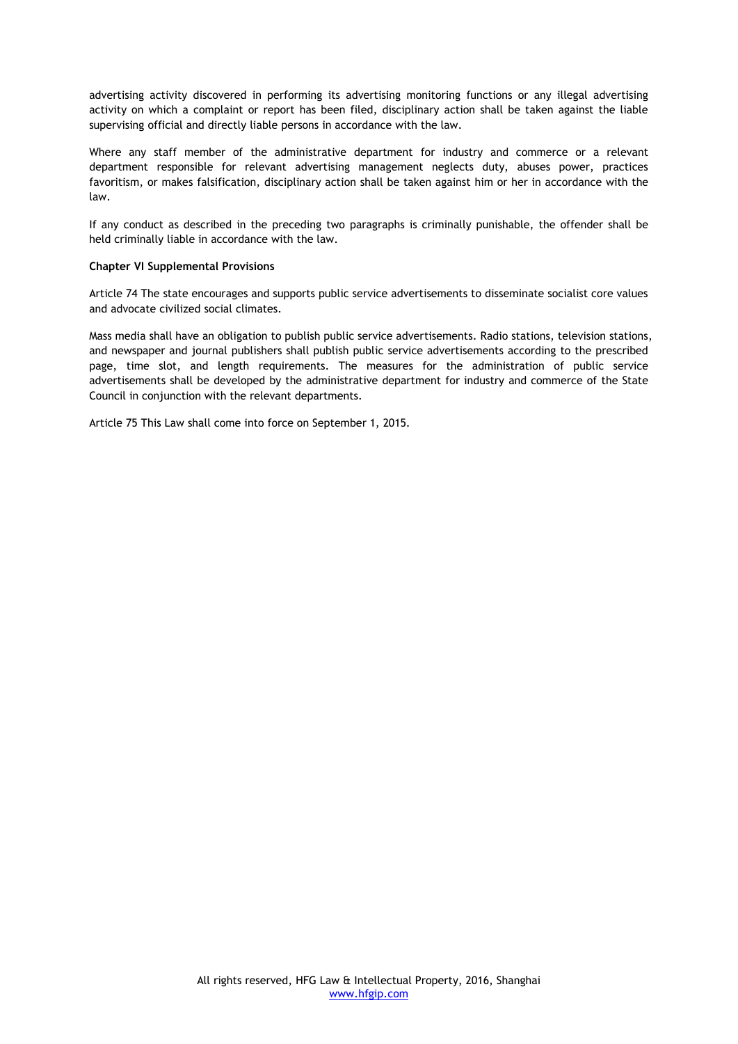advertising activity discovered in performing its advertising monitoring functions or any illegal advertising activity on which a complaint or report has been filed, disciplinary action shall be taken against the liable supervising official and directly liable persons in accordance with the law.

Where any staff member of the administrative department for industry and commerce or a relevant department responsible for relevant advertising management neglects duty, abuses power, practices favoritism, or makes falsification, disciplinary action shall be taken against him or her in accordance with the law.

If any conduct as described in the preceding two paragraphs is criminally punishable, the offender shall be held criminally liable in accordance with the law.

**Chapter VI Supplemental Provisions**

Article 74 The state encourages and supports public service advertisements to disseminate socialist core values and advocate civilized social climates.

Mass media shall have an obligation to publish public service advertisements. Radio stations, television stations, and newspaper and journal publishers shall publish public service advertisements according to the prescribed page, time slot, and length requirements. The measures for the administration of public service advertisements shall be developed by the administrative department for industry and commerce of the State Council in conjunction with the relevant departments.

Article 75 This Law shall come into force on September 1, 2015.